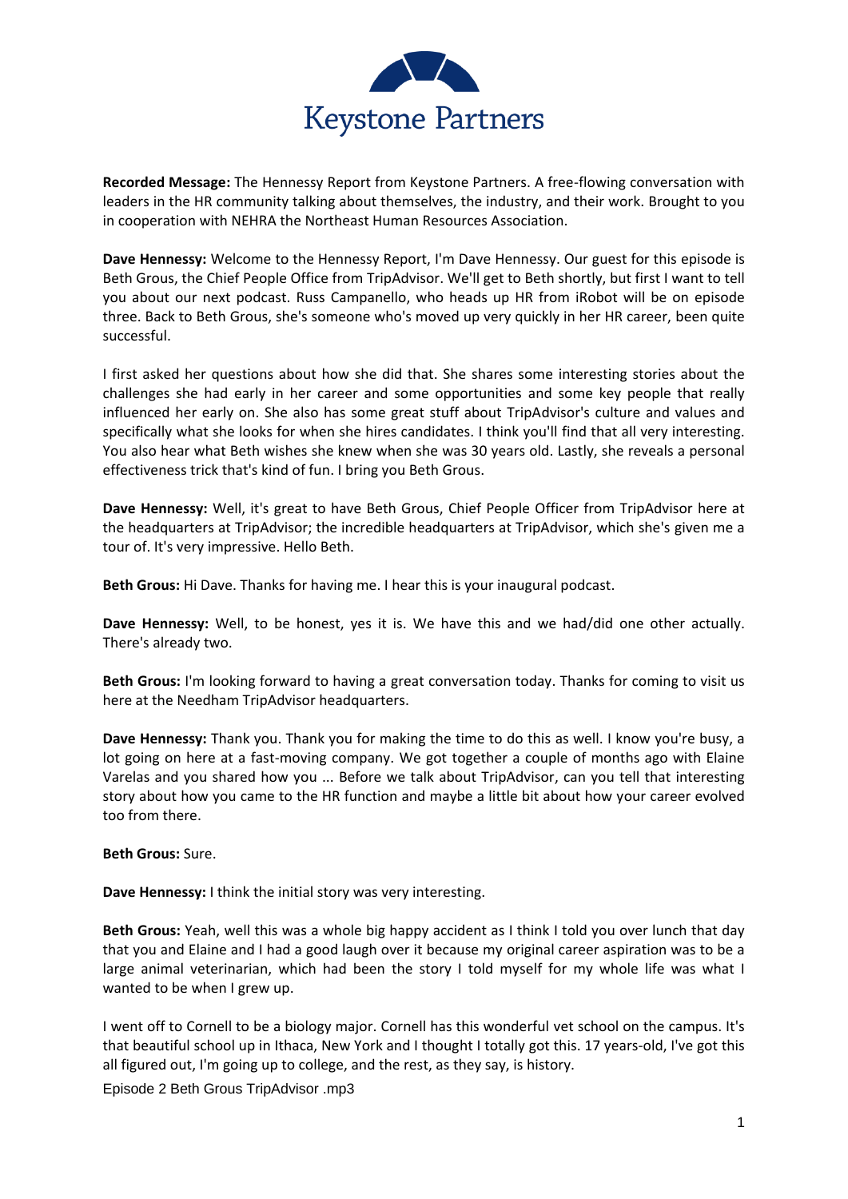Keystone Partners

**Recorded Message:** The Hennessy Report from Keystone Partners. A free-flowing conversation with leaders in the HR community talking about themselves, the industry, and their work. Brought to you in cooperation with NEHRA the Northeast Human Resources Association.

**Dave Hennessy:** Welcome to the Hennessy Report, I'm Dave Hennessy. Our guest for this episode is Beth Grous, the Chief People Office from TripAdvisor. We'll get to Beth shortly, but first I want to tell you about our next podcast. Russ Campanello, who heads up HR from iRobot will be on episode three. Back to Beth Grous, she's someone who's moved up very quickly in her HR career, been quite successful.

I first asked her questions about how she did that. She shares some interesting stories about the challenges she had early in her career and some opportunities and some key people that really influenced her early on. She also has some great stuff about TripAdvisor's culture and values and specifically what she looks for when she hires candidates. I think you'll find that all very interesting. You also hear what Beth wishes she knew when she was 30 years old. Lastly, she reveals a personal effectiveness trick that's kind of fun. I bring you Beth Grous.

**Dave Hennessy:** Well, it's great to have Beth Grous, Chief People Officer from TripAdvisor here at the headquarters at TripAdvisor; the incredible headquarters at TripAdvisor, which she's given me a tour of. It's very impressive. Hello Beth.

**Beth Grous:** Hi Dave. Thanks for having me. I hear this is your inaugural podcast.

**Dave Hennessy:** Well, to be honest, yes it is. We have this and we had/did one other actually. There's already two.

**Beth Grous:** I'm looking forward to having a great conversation today. Thanks for coming to visit us here at the Needham TripAdvisor headquarters.

**Dave Hennessy:** Thank you. Thank you for making the time to do this as well. I know you're busy, a lot going on here at a fast-moving company. We got together a couple of months ago with Elaine Varelas and you shared how you ... Before we talk about TripAdvisor, can you tell that interesting story about how you came to the HR function and maybe a little bit about how your career evolved too from there.

**Beth Grous:** Sure.

**Dave Hennessy:** I think the initial story was very interesting.

**Beth Grous:** Yeah, well this was a whole big happy accident as I think I told you over lunch that day that you and Elaine and I had a good laugh over it because my original career aspiration was to be a large animal veterinarian, which had been the story I told myself for my whole life was what I wanted to be when I grew up.

I went off to Cornell to be a biology major. Cornell has this wonderful vet school on the campus. It's that beautiful school up in Ithaca, New York and I thought I totally got this. 17 years-old, I've got this all figured out, I'm going up to college, and the rest, as they say, is history.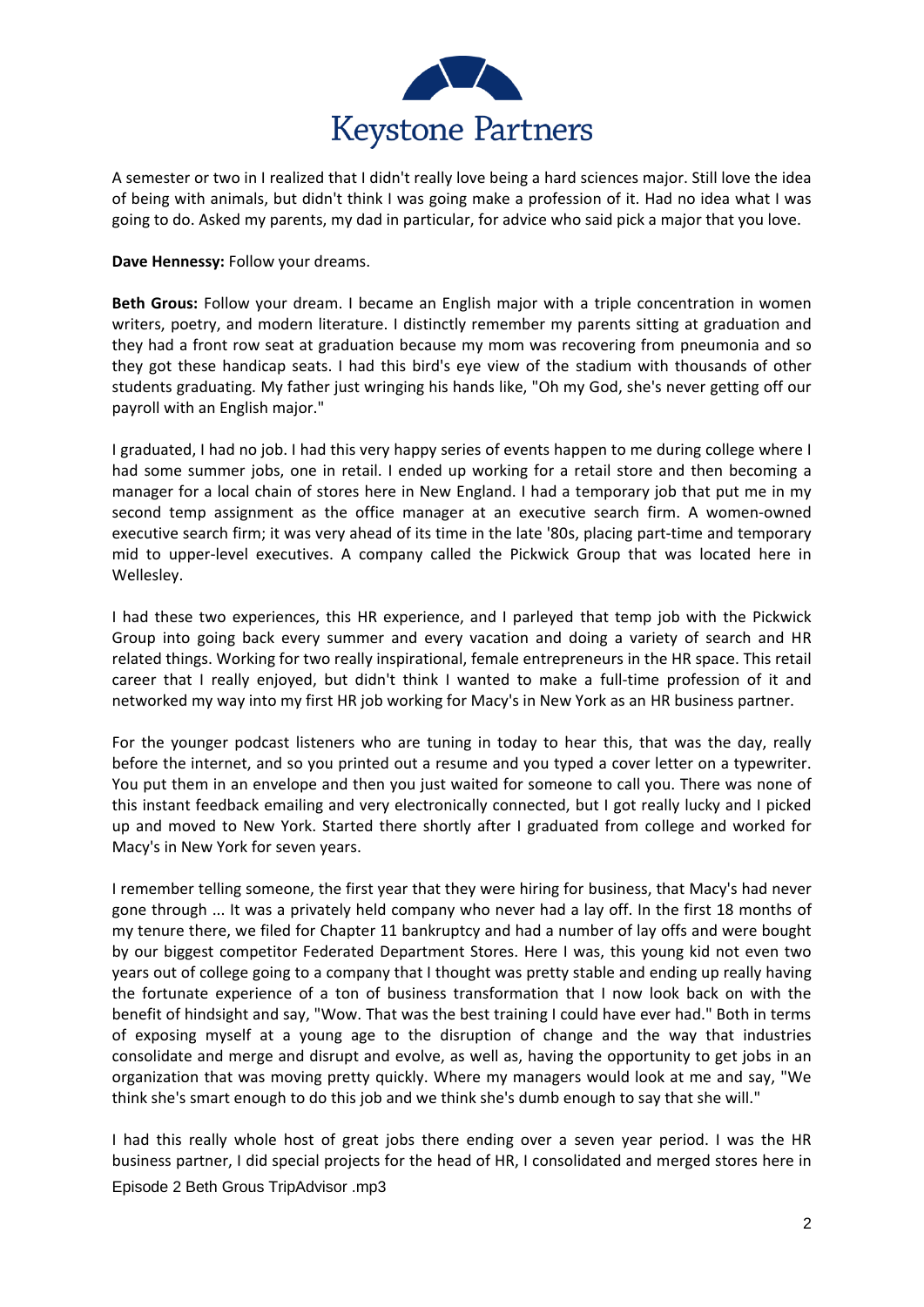A semester or two in I realized that I didn't really love being a hard sciences major. Still love the idea of being with animals, but didn't think I was going make a profession of it. Had no idea what I was going to do. Asked my parents, my dad in particular, for advice who said pick a major that you love.

**Dave Hennessy:** Follow your dreams.

**Beth Grous:** Follow your dream. I became an English major with a triple concentration in women writers, poetry, and modern literature. I distinctly remember my parents sitting at graduation and they had a front row seat at graduation because my mom was recovering from pneumonia and so they got these handicap seats. I had this bird's eye view of the stadium with thousands of other students graduating. My father just wringing his hands like, "Oh my God, she's never getting off our payroll with an English major."

I graduated, I had no job. I had this very happy series of events happen to me during college where I had some summer jobs, one in retail. I ended up working for a retail store and then becoming a manager for a local chain of stores here in New England. I had a temporary job that put me in my second temp assignment as the office manager at an executive search firm. A women-owned executive search firm; it was very ahead of its time in the late '80s, placing part-time and temporary mid to upper-level executives. A company called the Pickwick Group that was located here in Wellesley.

I had these two experiences, this HR experience, and I parleyed that temp job with the Pickwick Group into going back every summer and every vacation and doing a variety of search and HR related things. Working for two really inspirational, female entrepreneurs in the HR space. This retail career that I really enjoyed, but didn't think I wanted to make a full-time profession of it and networked my way into my first HR job working for Macy's in New York as an HR business partner.

For the younger podcast listeners who are tuning in today to hear this, that was the day, really before the internet, and so you printed out a resume and you typed a cover letter on a typewriter. You put them in an envelope and then you just waited for someone to call you. There was none of this instant feedback emailing and very electronically connected, but I got really lucky and I picked up and moved to New York. Started there shortly after I graduated from college and worked for Macy's in New York for seven years.

I remember telling someone, the first year that they were hiring for business, that Macy's had never gone through ... It was a privately held company who never had a lay off. In the first 18 months of my tenure there, we filed for Chapter 11 bankruptcy and had a number of lay offs and were bought by our biggest competitor Federated Department Stores. Here I was, this young kid not even two years out of college going to a company that I thought was pretty stable and ending up really having the fortunate experience of a ton of business transformation that I now look back on with the benefit of hindsight and say, "Wow. That was the best training I could have ever had." Both in terms of exposing myself at a young age to the disruption of change and the way that industries consolidate and merge and disrupt and evolve, as well as, having the opportunity to get jobs in an organization that was moving pretty quickly. Where my managers would look at me and say, "We think she's smart enough to do this job and we think she's dumb enough to say that she will."

I had this really whole host of great jobs there ending over a seven year period. I was the HR business partner, I did special projects for the head of HR, I consolidated and merged stores here in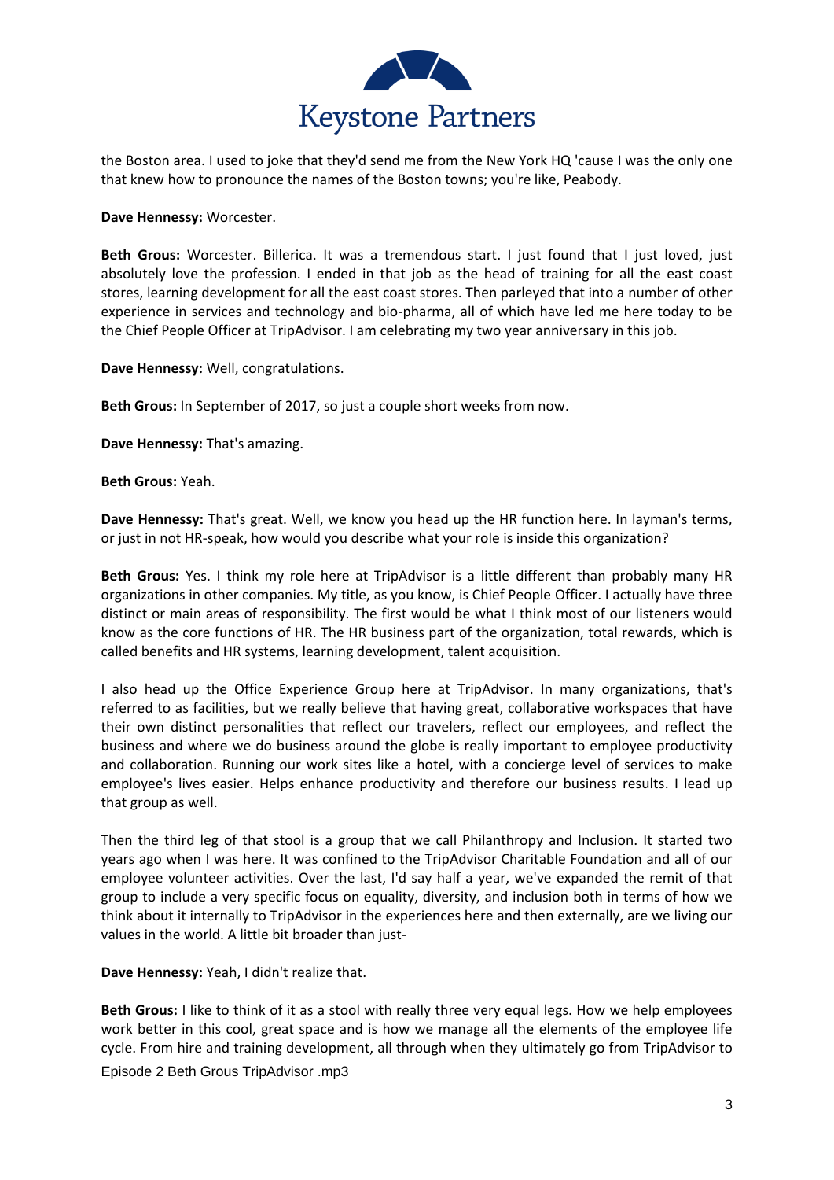the Boston area. I used to joke that they'd send me from the New York HQ 'cause I was the only one that knew how to pronounce the names of the Boston towns; you're like, Peabody.

**Dave Hennessy:** Worcester.

**Beth Grous:** Worcester. Billerica. It was a tremendous start. I just found that I just loved, just absolutely love the profession. I ended in that job as the head of training for all the east coast stores, learning development for all the east coast stores. Then parleyed that into a number of other experience in services and technology and bio-pharma, all of which have led me here today to be the Chief People Officer at TripAdvisor. I am celebrating my two year anniversary in this job.

**Dave Hennessy:** Well, congratulations.

**Beth Grous:** In September of 2017, so just a couple short weeks from now.

**Dave Hennessy:** That's amazing.

**Beth Grous:** Yeah.

**Dave Hennessy:** That's great. Well, we know you head up the HR function here. In layman's terms, or just in not HR-speak, how would you describe what your role is inside this organization?

**Beth Grous:** Yes. I think my role here at TripAdvisor is a little different than probably many HR organizations in other companies. My title, as you know, is Chief People Officer. I actually have three distinct or main areas of responsibility. The first would be what I think most of our listeners would know as the core functions of HR. The HR business part of the organization, total rewards, which is called benefits and HR systems, learning development, talent acquisition.

I also head up the Office Experience Group here at TripAdvisor. In many organizations, that's referred to as facilities, but we really believe that having great, collaborative workspaces that have their own distinct personalities that reflect our travelers, reflect our employees, and reflect the business and where we do business around the globe is really important to employee productivity and collaboration. Running our work sites like a hotel, with a concierge level of services to make employee's lives easier. Helps enhance productivity and therefore our business results. I lead up that group as well.

Then the third leg of that stool is a group that we call Philanthropy and Inclusion. It started two years ago when I was here. It was confined to the TripAdvisor Charitable Foundation and all of our employee volunteer activities. Over the last, I'd say half a year, we've expanded the remit of that group to include a very specific focus on equality, diversity, and inclusion both in terms of how we think about it internally to TripAdvisor in the experiences here and then externally, are we living our values in the world. A little bit broader than just-

**Dave Hennessy:** Yeah, I didn't realize that.

**Beth Grous:** I like to think of it as a stool with really three very equal legs. How we help employees work better in this cool, great space and is how we manage all the elements of the employee life cycle. From hire and training development, all through when they ultimately go from TripAdvisor to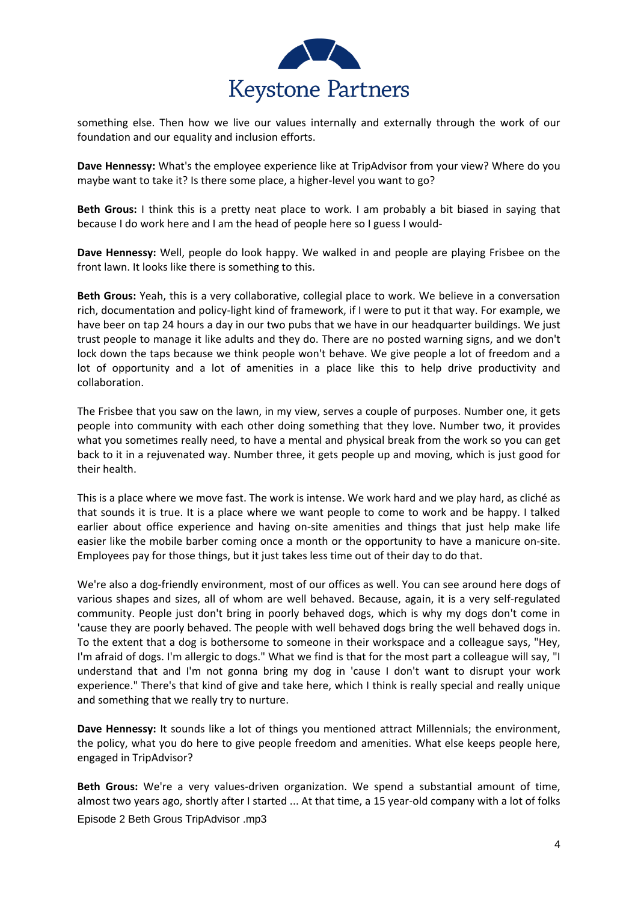something else. Then how we live our values internally and externally through the work of our foundation and our equality and inclusion efforts.

**Dave Hennessy:** What's the employee experience like at TripAdvisor from your view? Where do you maybe want to take it? Is there some place, a higher-level you want to go?

**Beth Grous:** I think this is a pretty neat place to work. I am probably a bit biased in saying that because I do work here and I am the head of people here so I guess I would-

**Dave Hennessy:** Well, people do look happy. We walked in and people are playing Frisbee on the front lawn. It looks like there is something to this.

**Beth Grous:** Yeah, this is a very collaborative, collegial place to work. We believe in a conversation rich, documentation and policy-light kind of framework, if I were to put it that way. For example, we have beer on tap 24 hours a day in our two pubs that we have in our headquarter buildings. We just trust people to manage it like adults and they do. There are no posted warning signs, and we don't lock down the taps because we think people won't behave. We give people a lot of freedom and a lot of opportunity and a lot of amenities in a place like this to help drive productivity and collaboration.

The Frisbee that you saw on the lawn, in my view, serves a couple of purposes. Number one, it gets people into community with each other doing something that they love. Number two, it provides what you sometimes really need, to have a mental and physical break from the work so you can get back to it in a rejuvenated way. Number three, it gets people up and moving, which is just good for their health.

This is a place where we move fast. The work is intense. We work hard and we play hard, as cliché as that sounds it is true. It is a place where we want people to come to work and be happy. I talked earlier about office experience and having on-site amenities and things that just help make life easier like the mobile barber coming once a month or the opportunity to have a manicure on-site. Employees pay for those things, but it just takes less time out of their day to do that.

We're also a dog-friendly environment, most of our offices as well. You can see around here dogs of various shapes and sizes, all of whom are well behaved. Because, again, it is a very self-regulated community. People just don't bring in poorly behaved dogs, which is why my dogs don't come in 'cause they are poorly behaved. The people with well behaved dogs bring the well behaved dogs in. To the extent that a dog is bothersome to someone in their workspace and a colleague says, "Hey, I'm afraid of dogs. I'm allergic to dogs." What we find is that for the most part a colleague will say, "I understand that and I'm not gonna bring my dog in 'cause I don't want to disrupt your work experience." There's that kind of give and take here, which I think is really special and really unique and something that we really try to nurture.

**Dave Hennessy:** It sounds like a lot of things you mentioned attract Millennials; the environment, the policy, what you do here to give people freedom and amenities. What else keeps people here, engaged in TripAdvisor?

**Beth Grous:** We're a very values-driven organization. We spend a substantial amount of time, almost two years ago, shortly after I started ... At that time, a 15 year-old company with a lot of folks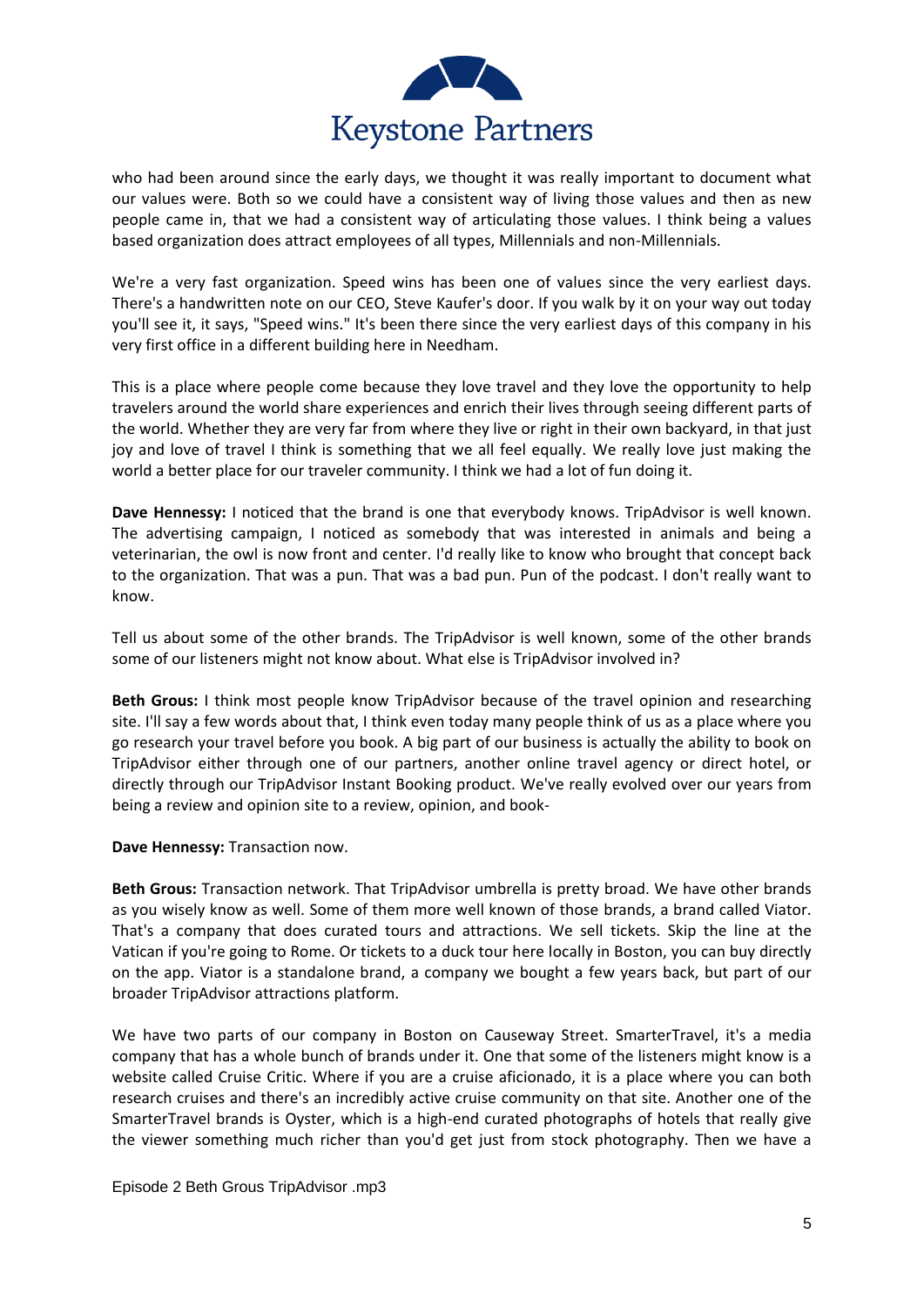who had been around since the early days, we thought it was really important to document what our values were. Both so we could have a consistent way of living those values and then as new people came in, that we had a consistent way of articulating those values. I think being a values based organization does attract employees of all types, Millennials and non-Millennials.

We're a very fast organization. Speed wins has been one of values since the very earliest days. There's a handwritten note on our CEO, Steve Kaufer's door. If you walk by it on your way out today you'll see it, it says, "Speed wins." It's been there since the very earliest days of this company in his very first office in a different building here in Needham.

This is a place where people come because they love travel and they love the opportunity to help travelers around the world share experiences and enrich their lives through seeing different parts of the world. Whether they are very far from where they live or right in their own backyard, in that just joy and love of travel I think is something that we all feel equally. We really love just making the world a better place for our traveler community. I think we had a lot of fun doing it.

**Dave Hennessy:** I noticed that the brand is one that everybody knows. TripAdvisor is well known. The advertising campaign, I noticed as somebody that was interested in animals and being a veterinarian, the owl is now front and center. I'd really like to know who brought that concept back to the organization. That was a pun. That was a bad pun. Pun of the podcast. I don't really want to know.

Tell us about some of the other brands. The TripAdvisor is well known, some of the other brands some of our listeners might not know about. What else is TripAdvisor involved in?

**Beth Grous:** I think most people know TripAdvisor because of the travel opinion and researching site. I'll say a few words about that, I think even today many people think of us as a place where you go research your travel before you book. A big part of our business is actually the ability to book on TripAdvisor either through one of our partners, another online travel agency or direct hotel, or directly through our TripAdvisor Instant Booking product. We've really evolved over our years from being a review and opinion site to a review, opinion, and book-

**Dave Hennessy:** Transaction now.

**Beth Grous:** Transaction network. That TripAdvisor umbrella is pretty broad. We have other brands as you wisely know as well. Some of them more well known of those brands, a brand called Viator. That's a company that does curated tours and attractions. We sell tickets. Skip the line at the Vatican if you're going to Rome. Or tickets to a duck tour here locally in Boston, you can buy directly on the app. Viator is a standalone brand, a company we bought a few years back, but part of our broader TripAdvisor attractions platform.

We have two parts of our company in Boston on Causeway Street. SmarterTravel, it's a media company that has a whole bunch of brands under it. One that some of the listeners might know is a website called Cruise Critic. Where if you are a cruise aficionado, it is a place where you can both research cruises and there's an incredibly active cruise community on that site. Another one of the SmarterTravel brands is Oyster, which is a high-end curated photographs of hotels that really give the viewer something much richer than you'd get just from stock photography. Then we have a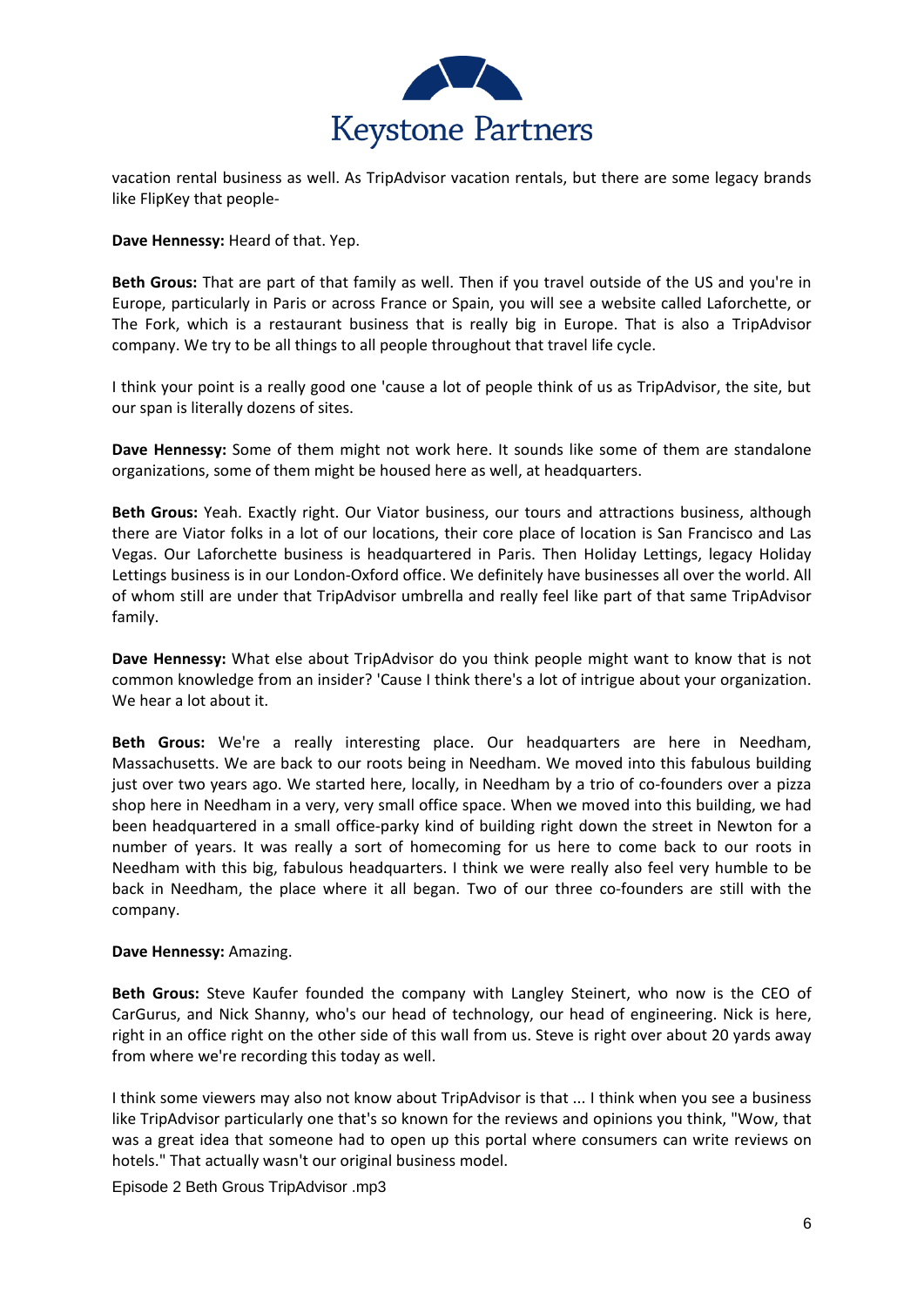vacation rental business as well. As TripAdvisor vacation rentals, but there are some legacy brands like FlipKey that people-

**Dave Hennessy:** Heard of that. Yep.

**Beth Grous:** That are part of that family as well. Then if you travel outside of the US and you're in Europe, particularly in Paris or across France or Spain, you will see a website called Laforchette, or The Fork, which is a restaurant business that is really big in Europe. That is also a TripAdvisor company. We try to be all things to all people throughout that travel life cycle.

I think your point is a really good one 'cause a lot of people think of us as TripAdvisor, the site, but our span is literally dozens of sites.

**Dave Hennessy:** Some of them might not work here. It sounds like some of them are standalone organizations, some of them might be housed here as well, at headquarters.

**Beth Grous:** Yeah. Exactly right. Our Viator business, our tours and attractions business, although there are Viator folks in a lot of our locations, their core place of location is San Francisco and Las Vegas. Our Laforchette business is headquartered in Paris. Then Holiday Lettings, legacy Holiday Lettings business is in our London-Oxford office. We definitely have businesses all over the world. All of whom still are under that TripAdvisor umbrella and really feel like part of that same TripAdvisor family.

**Dave Hennessy:** What else about TripAdvisor do you think people might want to know that is not common knowledge from an insider? 'Cause I think there's a lot of intrigue about your organization. We hear a lot about it.

**Beth Grous:** We're a really interesting place. Our headquarters are here in Needham, Massachusetts. We are back to our roots being in Needham. We moved into this fabulous building just over two years ago. We started here, locally, in Needham by a trio of co-founders over a pizza shop here in Needham in a very, very small office space. When we moved into this building, we had been headquartered in a small office-parky kind of building right down the street in Newton for a number of years. It was really a sort of homecoming for us here to come back to our roots in Needham with this big, fabulous headquarters. I think we were really also feel very humble to be back in Needham, the place where it all began. Two of our three co-founders are still with the company.

**Dave Hennessy:** Amazing.

**Beth Grous:** Steve Kaufer founded the company with Langley Steinert, who now is the CEO of CarGurus, and Nick Shanny, who's our head of technology, our head of engineering. Nick is here, right in an office right on the other side of this wall from us. Steve is right over about 20 yards away from where we're recording this today as well.

I think some viewers may also not know about TripAdvisor is that ... I think when you see a business like TripAdvisor particularly one that's so known for the reviews and opinions you think, "Wow, that was a great idea that someone had to open up this portal where consumers can write reviews on hotels." That actually wasn't our original business model.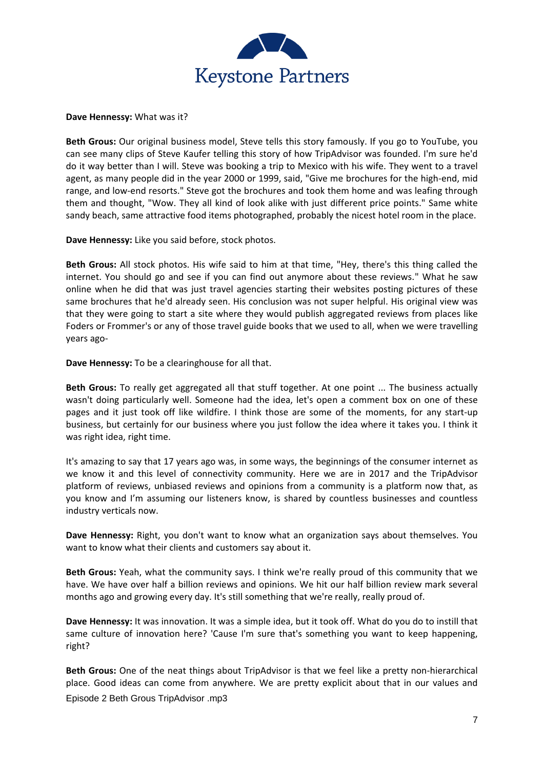**Dave Hennessy:** What was it?

**Beth Grous:** Our original business model, Steve tells this story famously. If you go to YouTube, you can see many clips of Steve Kaufer telling this story of how TripAdvisor was founded. I'm sure he'd do it way better than I will. Steve was booking a trip to Mexico with his wife. They went to a travel agent, as many people did in the year 2000 or 1999, said, "Give me brochures for the high-end, mid range, and low-end resorts." Steve got the brochures and took them home and was leafing through them and thought, "Wow. They all kind of look alike with just different price points." Same white sandy beach, same attractive food items photographed, probably the nicest hotel room in the place.

**Dave Hennessy:** Like you said before, stock photos.

**Beth Grous:** All stock photos. His wife said to him at that time, "Hey, there's this thing called the internet. You should go and see if you can find out anymore about these reviews." What he saw online when he did that was just travel agencies starting their websites posting pictures of these same brochures that he'd already seen. His conclusion was not super helpful. His original view was that they were going to start a site where they would publish aggregated reviews from places like Foders or Frommer's or any of those travel guide books that we used to all, when we were travelling years ago-

**Dave Hennessy:** To be a clearinghouse for all that.

**Beth Grous:** To really get aggregated all that stuff together. At one point ... The business actually wasn't doing particularly well. Someone had the idea, let's open a comment box on one of these pages and it just took off like wildfire. I think those are some of the moments, for any start-up business, but certainly for our business where you just follow the idea where it takes you. I think it was right idea, right time.

It's amazing to say that 17 years ago was, in some ways, the beginnings of the consumer internet as we know it and this level of connectivity community. Here we are in 2017 and the TripAdvisor platform of reviews, unbiased reviews and opinions from a community is a platform now that, as you know and I'm assuming our listeners know, is shared by countless businesses and countless industry verticals now.

**Dave Hennessy:** Right, you don't want to know what an organization says about themselves. You want to know what their clients and customers say about it.

**Beth Grous:** Yeah, what the community says. I think we're really proud of this community that we have. We have over half a billion reviews and opinions. We hit our half billion review mark several months ago and growing every day. It's still something that we're really, really proud of.

**Dave Hennessy:** It was innovation. It was a simple idea, but it took off. What do you do to instill that same culture of innovation here? 'Cause I'm sure that's something you want to keep happening, right?

**Beth Grous:** One of the neat things about TripAdvisor is that we feel like a pretty non-hierarchical place. Good ideas can come from anywhere. We are pretty explicit about that in our values and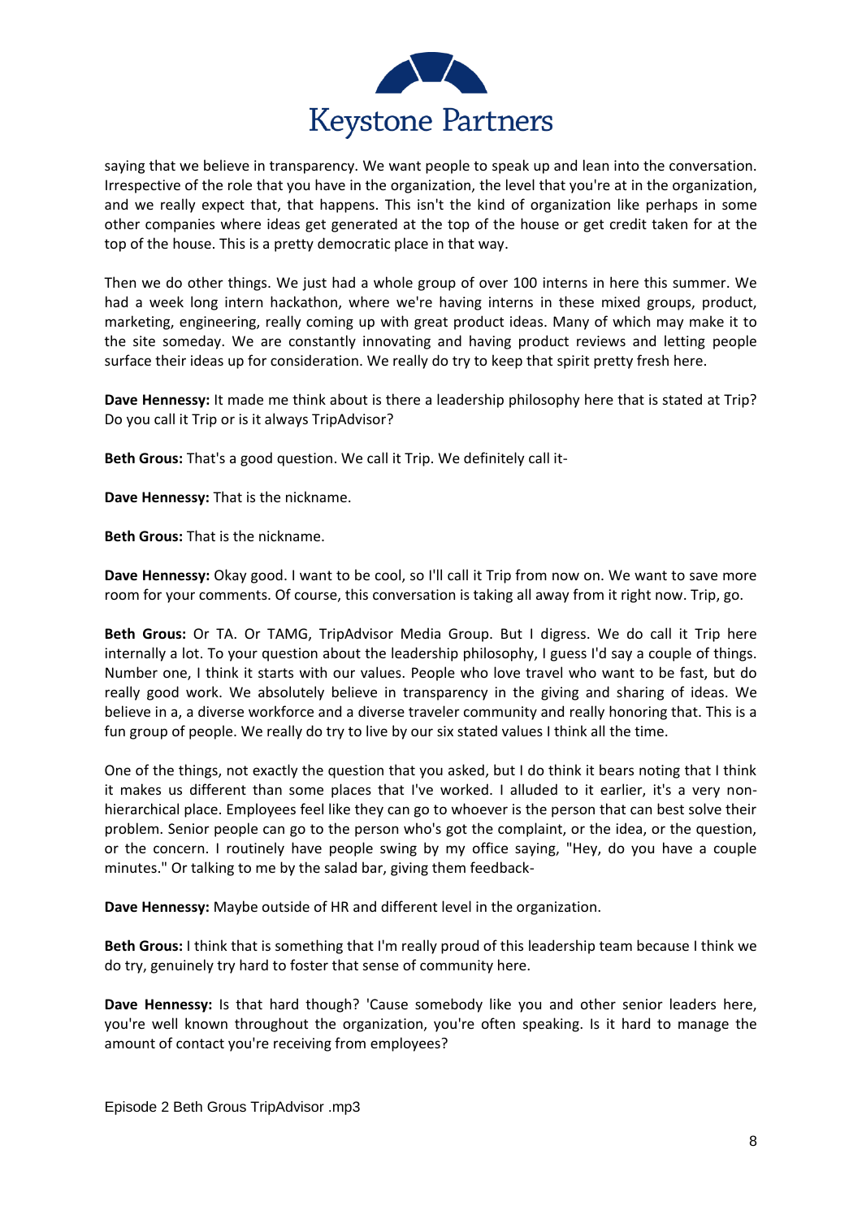saying that we believe in transparency. We want people to speak up and lean into the conversation. Irrespective of the role that you have in the organization, the level that you're at in the organization, and we really expect that, that happens. This isn't the kind of organization like perhaps in some other companies where ideas get generated at the top of the house or get credit taken for at the top of the house. This is a pretty democratic place in that way.

Then we do other things. We just had a whole group of over 100 interns in here this summer. We had a week long intern hackathon, where we're having interns in these mixed groups, product, marketing, engineering, really coming up with great product ideas. Many of which may make it to the site someday. We are constantly innovating and having product reviews and letting people surface their ideas up for consideration. We really do try to keep that spirit pretty fresh here.

**Dave Hennessy:** It made me think about is there a leadership philosophy here that is stated at Trip? Do you call it Trip or is it always TripAdvisor?

**Beth Grous:** That's a good question. We call it Trip. We definitely call it-

**Dave Hennessy:** That is the nickname.

**Beth Grous:** That is the nickname.

**Dave Hennessy:** Okay good. I want to be cool, so I'll call it Trip from now on. We want to save more room for your comments. Of course, this conversation is taking all away from it right now. Trip, go.

**Beth Grous:** Or TA. Or TAMG, TripAdvisor Media Group. But I digress. We do call it Trip here internally a lot. To your question about the leadership philosophy, I guess I'd say a couple of things. Number one, I think it starts with our values. People who love travel who want to be fast, but do really good work. We absolutely believe in transparency in the giving and sharing of ideas. We believe in a, a diverse workforce and a diverse traveler community and really honoring that. This is a fun group of people. We really do try to live by our six stated values I think all the time.

One of the things, not exactly the question that you asked, but I do think it bears noting that I think it makes us different than some places that I've worked. I alluded to it earlier, it's a very non-hierarchical place. Employees feel like they can go to whoever is the person that can best solve their problem. Senior people can go to the person who's got the complaint, or the idea, or the question, or the concern. I routinely have people swing by my office saying, "Hey, do you have a couple minutes." Or talking to me by the salad bar, giving them feedback-

**Dave Hennessy:** Maybe outside of HR and different level in the organization.

**Beth Grous:** I think that is something that I'm really proud of this leadership team because I think we do try, genuinely try hard to foster that sense of community here.

**Dave Hennessy:** Is that hard though? 'Cause somebody like you and other senior leaders here, you're well known throughout the organization, you're often speaking. Is it hard to manage the amount of contact you're receiving from employees?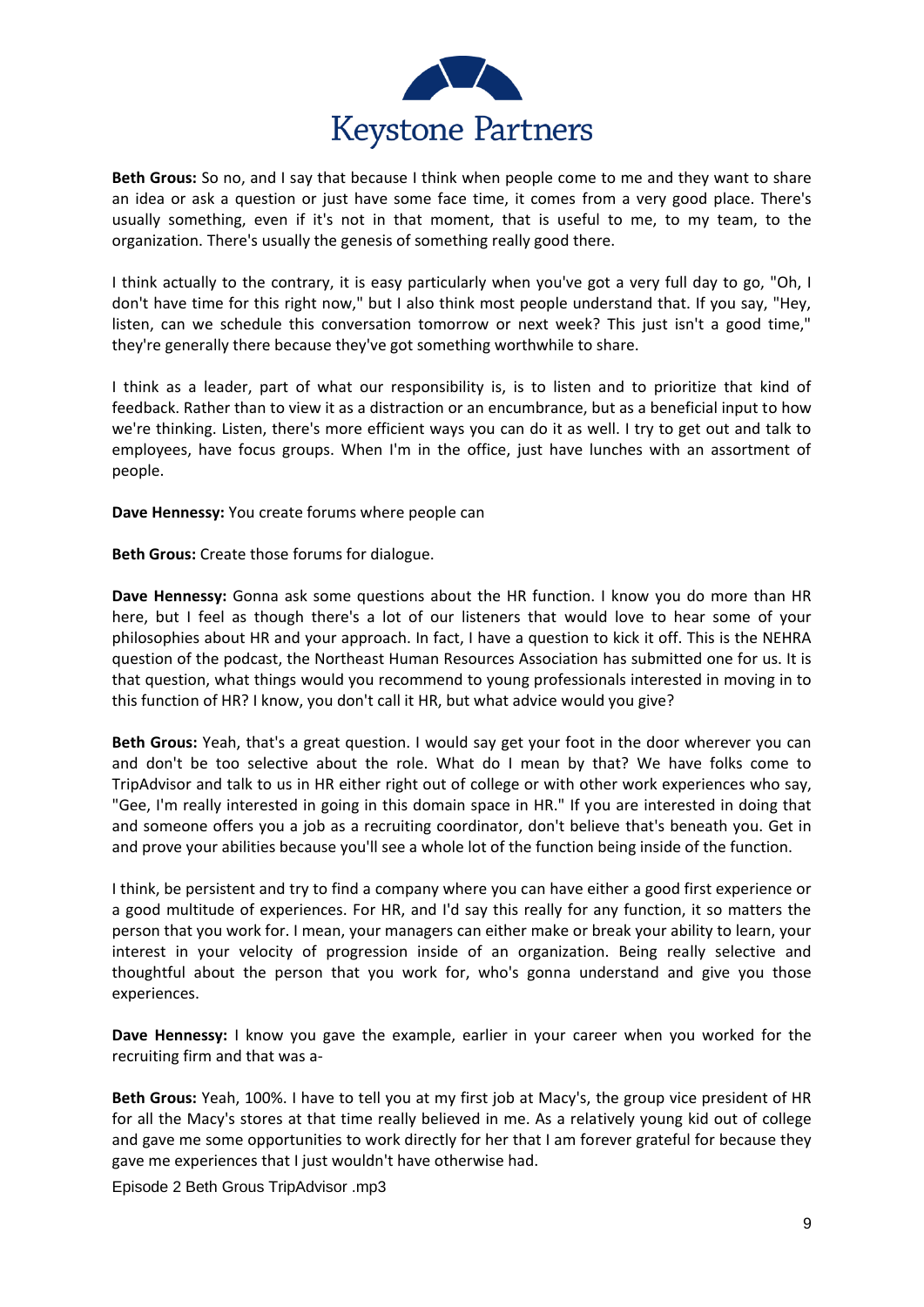**Beth Grous:** So no, and I say that because I think when people come to me and they want to share an idea or ask a question or just have some face time, it comes from a very good place. There's usually something, even if it's not in that moment, that is useful to me, to my team, to the organization. There's usually the genesis of something really good there.

I think actually to the contrary, it is easy particularly when you've got a very full day to go, "Oh, I don't have time for this right now," but I also think most people understand that. If you say, "Hey, listen, can we schedule this conversation tomorrow or next week? This just isn't a good time," they're generally there because they've got something worthwhile to share.

I think as a leader, part of what our responsibility is, is to listen and to prioritize that kind of feedback. Rather than to view it as a distraction or an encumbrance, but as a beneficial input to how we're thinking. Listen, there's more efficient ways you can do it as well. I try to get out and talk to employees, have focus groups. When I'm in the office, just have lunches with an assortment of people.

**Dave Hennessy:** You create forums where people can

**Beth Grous:** Create those forums for dialogue.

**Dave Hennessy:** Gonna ask some questions about the HR function. I know you do more than HR here, but I feel as though there's a lot of our listeners that would love to hear some of your philosophies about HR and your approach. In fact, I have a question to kick it off. This is the NEHRA question of the podcast, the Northeast Human Resources Association has submitted one for us. It is that question, what things would you recommend to young professionals interested in moving in to this function of HR? I know, you don't call it HR, but what advice would you give?

**Beth Grous:** Yeah, that's a great question. I would say get your foot in the door wherever you can and don't be too selective about the role. What do I mean by that? We have folks come to TripAdvisor and talk to us in HR either right out of college or with other work experiences who say, "Gee, I'm really interested in going in this domain space in HR." If you are interested in doing that and someone offers you a job as a recruiting coordinator, don't believe that's beneath you. Get in and prove your abilities because you'll see a whole lot of the function being inside of the function.

I think, be persistent and try to find a company where you can have either a good first experience or a good multitude of experiences. For HR, and I'd say this really for any function, it so matters the person that you work for. I mean, your managers can either make or break your ability to learn, your interest in your velocity of progression inside of an organization. Being really selective and thoughtful about the person that you work for, who's gonna understand and give you those experiences.

**Dave Hennessy:** I know you gave the example, earlier in your career when you worked for the recruiting firm and that was a-

**Beth Grous:** Yeah, 100%. I have to tell you at my first job at Macy's, the group vice president of HR for all the Macy's stores at that time really believed in me. As a relatively young kid out of college and gave me some opportunities to work directly for her that I am forever grateful for because they gave me experiences that I just wouldn't have otherwise had.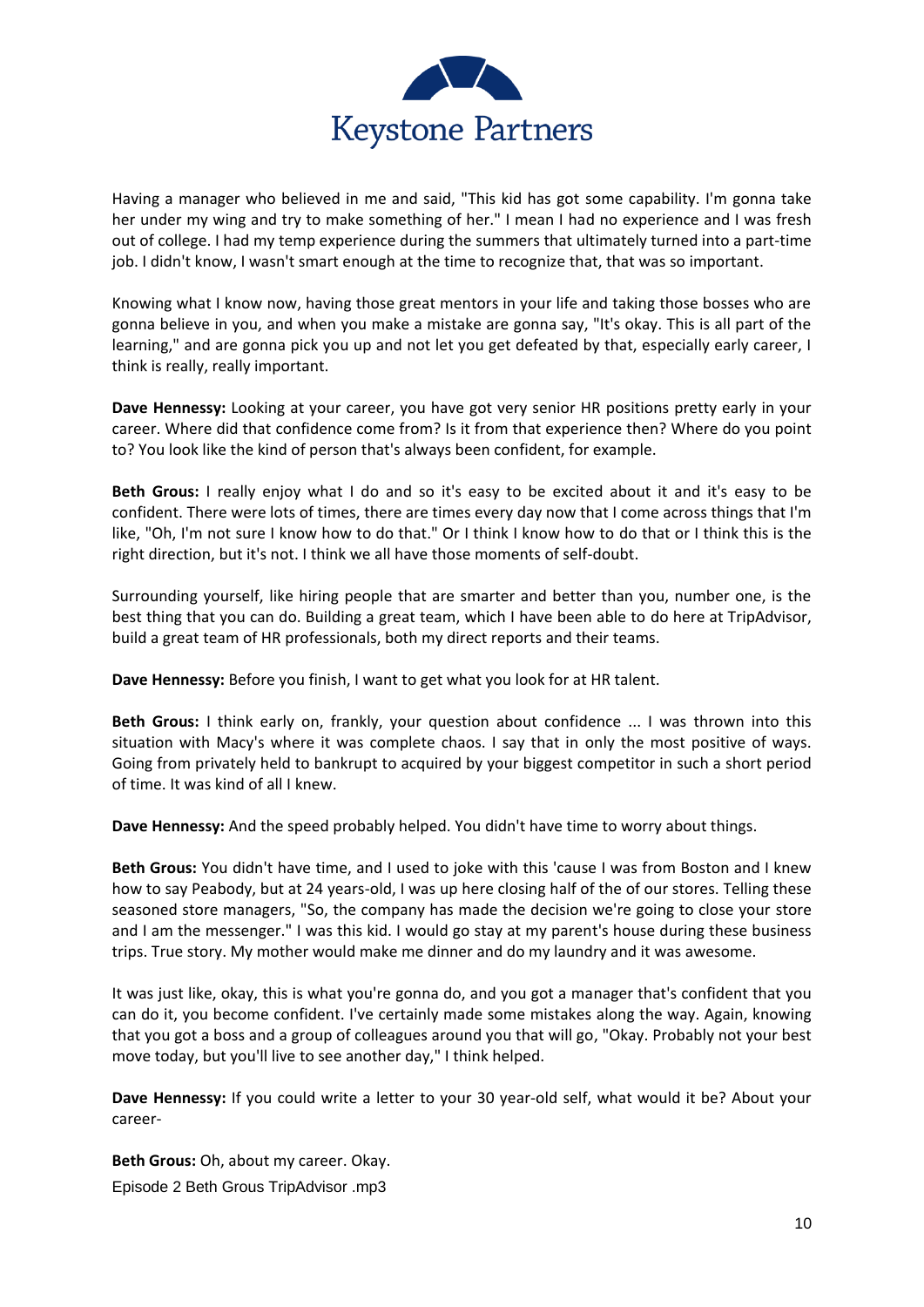Having a manager who believed in me and said, "This kid has got some capability. I'm gonna take her under my wing and try to make something of her." I mean I had no experience and I was fresh out of college. I had my temp experience during the summers that ultimately turned into a part-time job. I didn't know, I wasn't smart enough at the time to recognize that, that was so important.

Knowing what I know now, having those great mentors in your life and taking those bosses who are gonna believe in you, and when you make a mistake are gonna say, "It's okay. This is all part of the learning," and are gonna pick you up and not let you get defeated by that, especially early career, I think is really, really important.

**Dave Hennessy:** Looking at your career, you have got very senior HR positions pretty early in your career. Where did that confidence come from? Is it from that experience then? Where do you point to? You look like the kind of person that's always been confident, for example.

**Beth Grous:** I really enjoy what I do and so it's easy to be excited about it and it's easy to be confident. There were lots of times, there are times every day now that I come across things that I'm like, "Oh, I'm not sure I know how to do that." Or I think I know how to do that or I think this is the right direction, but it's not. I think we all have those moments of self-doubt.

Surrounding yourself, like hiring people that are smarter and better than you, number one, is the best thing that you can do. Building a great team, which I have been able to do here at TripAdvisor, build a great team of HR professionals, both my direct reports and their teams.

**Dave Hennessy:** Before you finish, I want to get what you look for at HR talent.

**Beth Grous:** I think early on, frankly, your question about confidence ... I was thrown into this situation with Macy's where it was complete chaos. I say that in only the most positive of ways. Going from privately held to bankrupt to acquired by your biggest competitor in such a short period of time. It was kind of all I knew.

**Dave Hennessy:** And the speed probably helped. You didn't have time to worry about things.

**Beth Grous:** You didn't have time, and I used to joke with this 'cause I was from Boston and I knew how to say Peabody, but at 24 years-old, I was up here closing half of the of our stores. Telling these seasoned store managers, "So, the company has made the decision we're going to close your store and I am the messenger." I was this kid. I would go stay at my parent's house during these business trips. True story. My mother would make me dinner and do my laundry and it was awesome.

It was just like, okay, this is what you're gonna do, and you got a manager that's confident that you can do it, you become confident. I've certainly made some mistakes along the way. Again, knowing that you got a boss and a group of colleagues around you that will go, "Okay. Probably not your best move today, but you'll live to see another day," I think helped.

**Dave Hennessy:** If you could write a letter to your 30 year-old self, what would it be? About your career-

**Beth Grous:** Oh, about my career. Okay.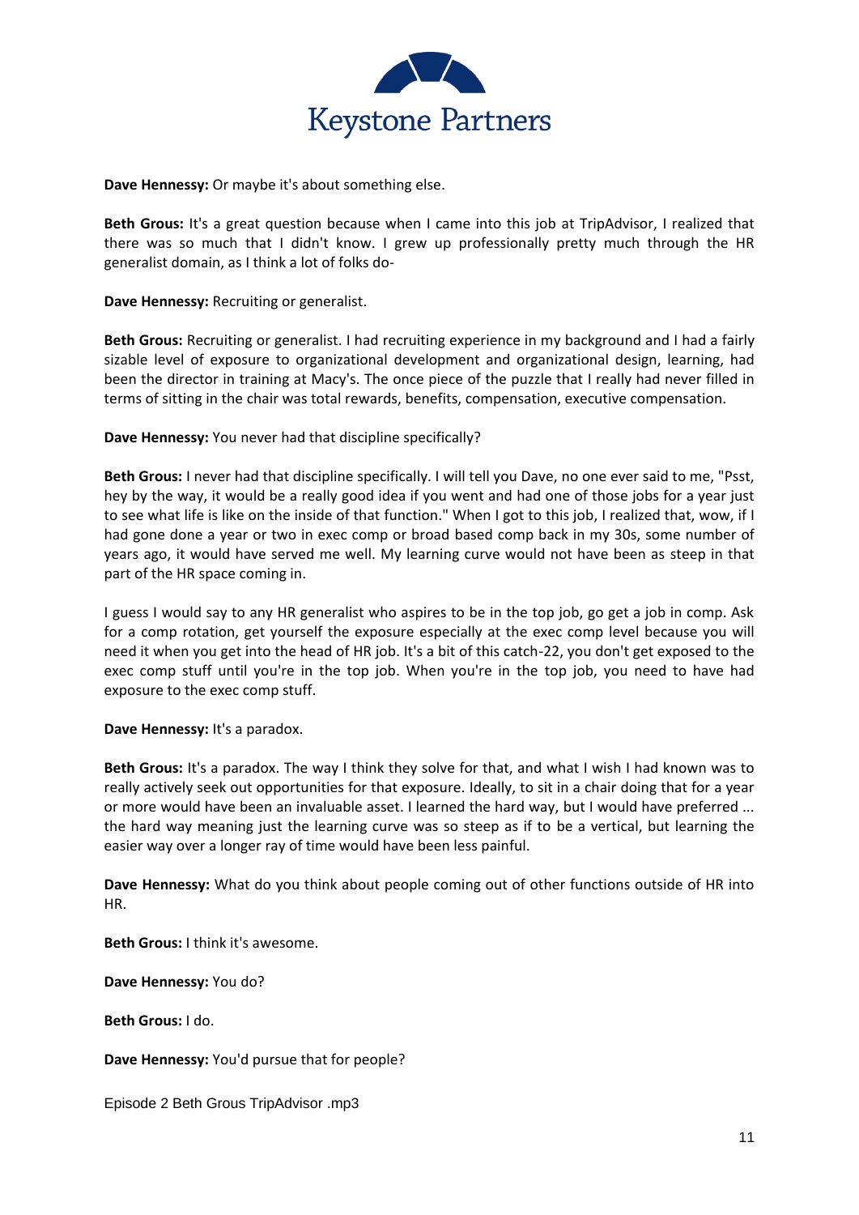**Dave Hennessy:** Or maybe it's about something else.

**Beth Grous:** It's a great question because when I came into this job at TripAdvisor, I realized that there was so much that I didn't know. I grew up professionally pretty much through the HR generalist domain, as I think a lot of folks do-

**Dave Hennessy:** Recruiting or generalist.

**Beth Grous:** Recruiting or generalist. I had recruiting experience in my background and I had a fairly sizable level of exposure to organizational development and organizational design, learning, had been the director in training at Macy's. The once piece of the puzzle that I really had never filled in terms of sitting in the chair was total rewards, benefits, compensation, executive compensation.

**Dave Hennessy:** You never had that discipline specifically?

**Beth Grous:** I never had that discipline specifically. I will tell you Dave, no one ever said to me, "Psst, hey by the way, it would be a really good idea if you went and had one of those jobs for a year just to see what life is like on the inside of that function." When I got to this job, I realized that, wow, if I had gone done a year or two in exec comp or broad based comp back in my 30s, some number of years ago, it would have served me well. My learning curve would not have been as steep in that part of the HR space coming in.

I guess I would say to any HR generalist who aspires to be in the top job, go get a job in comp. Ask for a comp rotation, get yourself the exposure especially at the exec comp level because you will need it when you get into the head of HR job. It's a bit of this catch-22, you don't get exposed to the exec comp stuff until you're in the top job. When you're in the top job, you need to have had exposure to the exec comp stuff.

**Dave Hennessy:** It's a paradox.

**Beth Grous:** It's a paradox. The way I think they solve for that, and what I wish I had known was to really actively seek out opportunities for that exposure. Ideally, to sit in a chair doing that for a year or more would have been an invaluable asset. I learned the hard way, but I would have preferred ... the hard way meaning just the learning curve was so steep as if to be a vertical, but learning the easier way over a longer ray of time would have been less painful.

**Dave Hennessy:** What do you think about people coming out of other functions outside of HR into HR.

**Beth Grous:** I think it's awesome.

**Dave Hennessy:** You do?

**Beth Grous:** I do.

**Dave Hennessy:** You'd pursue that for people?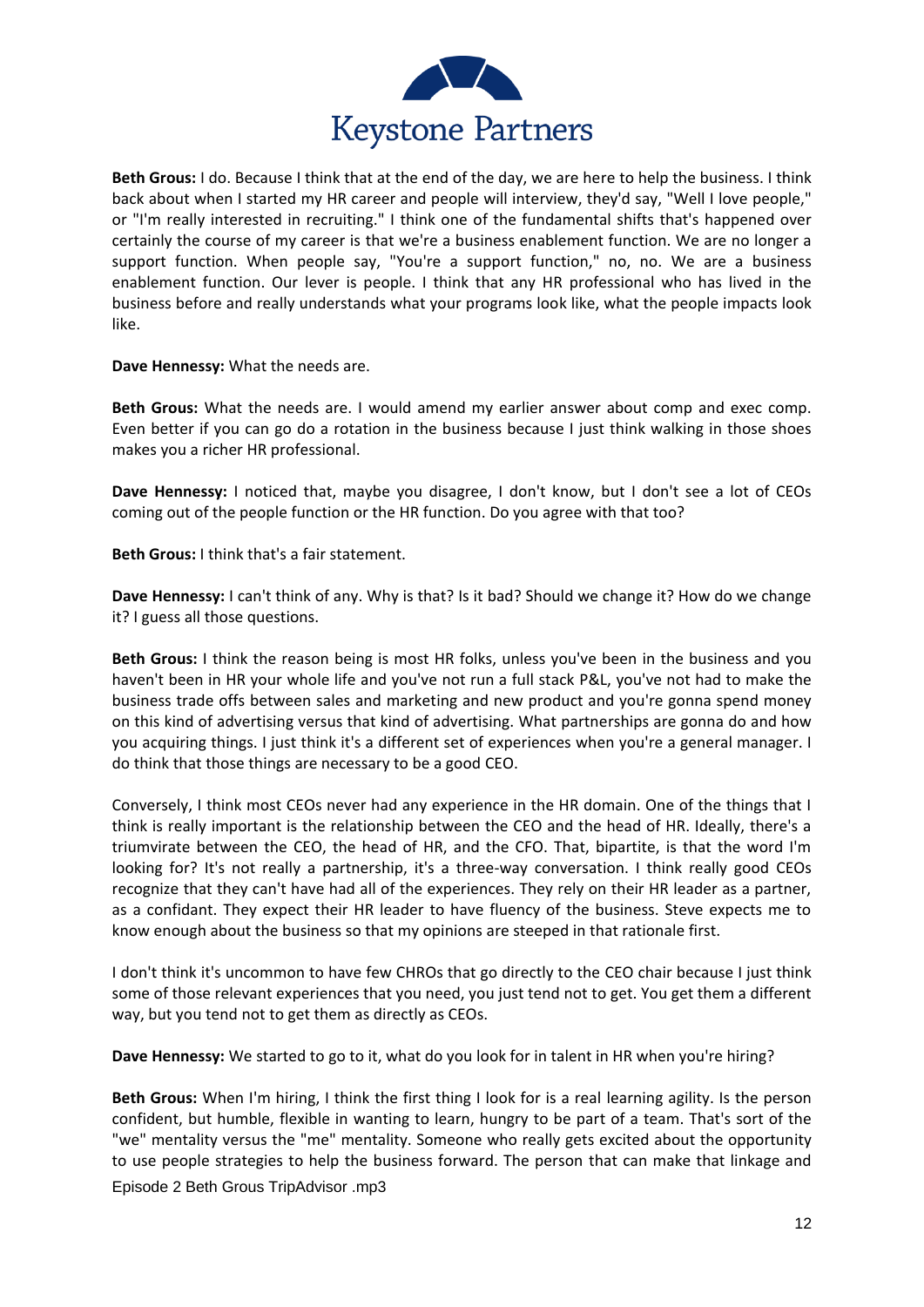**Beth Grous:** I do. Because I think that at the end of the day, we are here to help the business. I think back about when I started my HR career and people will interview, they'd say, "Well I love people," or "I'm really interested in recruiting." I think one of the fundamental shifts that's happened over certainly the course of my career is that we're a business enablement function. We are no longer a support function. When people say, "You're a support function," no, no. We are a business enablement function. Our lever is people. I think that any HR professional who has lived in the business before and really understands what your programs look like, what the people impacts look like.

**Dave Hennessy:** What the needs are.

**Beth Grous:** What the needs are. I would amend my earlier answer about comp and exec comp. Even better if you can go do a rotation in the business because I just think walking in those shoes makes you a richer HR professional.

**Dave Hennessy:** I noticed that, maybe you disagree, I don't know, but I don't see a lot of CEOs coming out of the people function or the HR function. Do you agree with that too?

**Beth Grous:** I think that's a fair statement.

**Dave Hennessy:** I can't think of any. Why is that? Is it bad? Should we change it? How do we change it? I guess all those questions.

**Beth Grous:** I think the reason being is most HR folks, unless you've been in the business and you haven't been in HR your whole life and you've not run a full stack P&L, you've not had to make the business trade offs between sales and marketing and new product and you're gonna spend money on this kind of advertising versus that kind of advertising. What partnerships are gonna do and how you acquiring things. I just think it's a different set of experiences when you're a general manager. I do think that those things are necessary to be a good CEO.

Conversely, I think most CEOs never had any experience in the HR domain. One of the things that I think is really important is the relationship between the CEO and the head of HR. Ideally, there's a triumvirate between the CEO, the head of HR, and the CFO. That, bipartite, is that the word I'm looking for? It's not really a partnership, it's a three-way conversation. I think really good CEOs recognize that they can't have had all of the experiences. They rely on their HR leader as a partner, as a confidant. They expect their HR leader to have fluency of the business. Steve expects me to know enough about the business so that my opinions are steeped in that rationale first.

I don't think it's uncommon to have few CHROs that go directly to the CEO chair because I just think some of those relevant experiences that you need, you just tend not to get. You get them a different way, but you tend not to get them as directly as CEOs.

**Dave Hennessy:** We started to go to it, what do you look for in talent in HR when you're hiring?

**Beth Grous:** When I'm hiring, I think the first thing I look for is a real learning agility. Is the person confident, but humble, flexible in wanting to learn, hungry to be part of a team. That's sort of the "we" mentality versus the "me" mentality. Someone who really gets excited about the opportunity to use people strategies to help the business forward. The person that can make that linkage and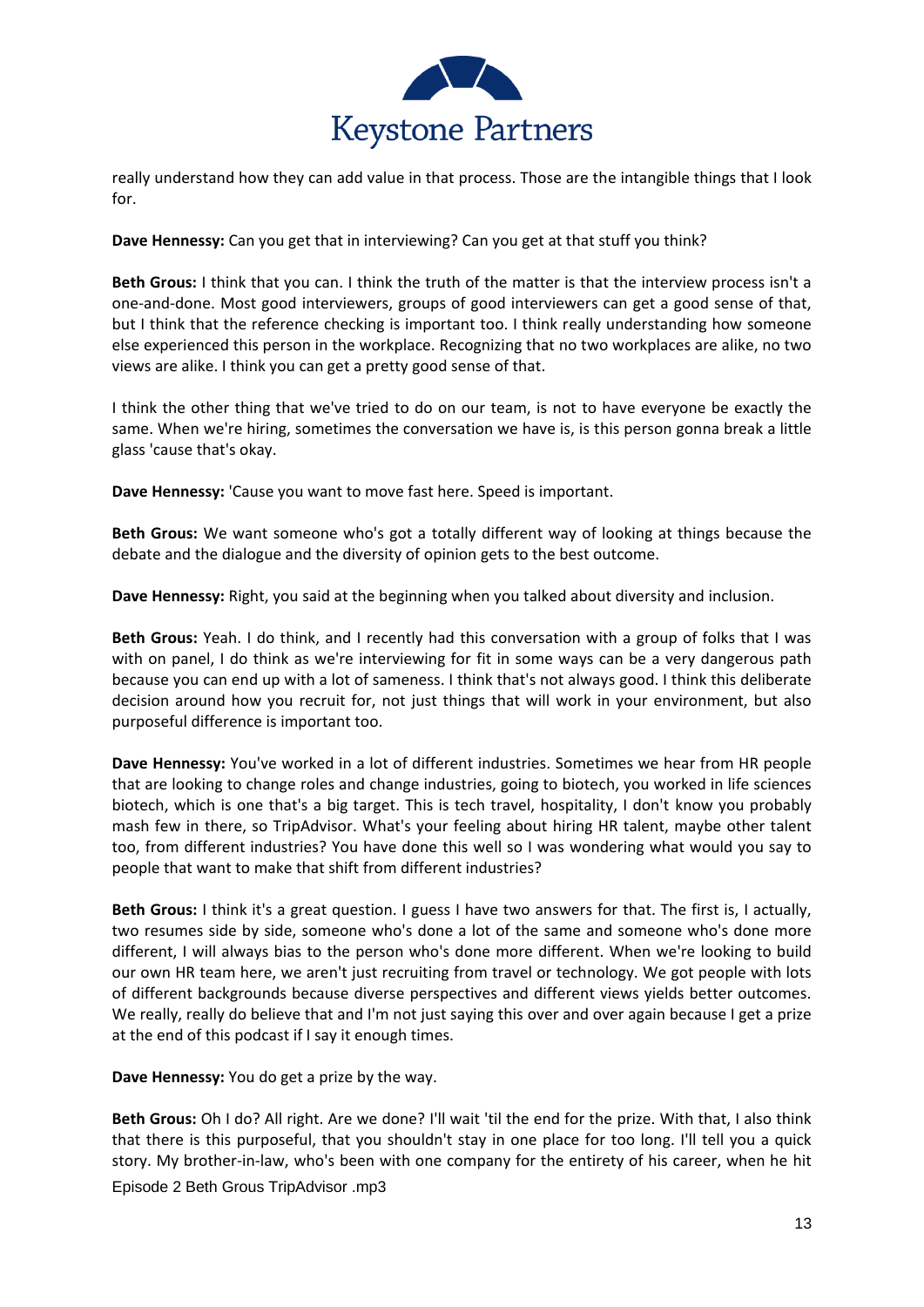really understand how they can add value in that process. Those are the intangible things that I look for.

**Dave Hennessy:** Can you get that in interviewing? Can you get at that stuff you think?

**Beth Grous:** I think that you can. I think the truth of the matter is that the interview process isn't a one-and-done. Most good interviewers, groups of good interviewers can get a good sense of that, but I think that the reference checking is important too. I think really understanding how someone else experienced this person in the workplace. Recognizing that no two workplaces are alike, no two views are alike. I think you can get a pretty good sense of that.

I think the other thing that we've tried to do on our team, is not to have everyone be exactly the same. When we're hiring, sometimes the conversation we have is, is this person gonna break a little glass 'cause that's okay.

**Dave Hennessy:** 'Cause you want to move fast here. Speed is important.

**Beth Grous:** We want someone who's got a totally different way of looking at things because the debate and the dialogue and the diversity of opinion gets to the best outcome.

**Dave Hennessy:** Right, you said at the beginning when you talked about diversity and inclusion.

**Beth Grous:** Yeah. I do think, and I recently had this conversation with a group of folks that I was with on panel, I do think as we're interviewing for fit in some ways can be a very dangerous path because you can end up with a lot of sameness. I think that's not always good. I think this deliberate decision around how you recruit for, not just things that will work in your environment, but also purposeful difference is important too.

**Dave Hennessy:** You've worked in a lot of different industries. Sometimes we hear from HR people that are looking to change roles and change industries, going to biotech, you worked in life sciences biotech, which is one that's a big target. This is tech travel, hospitality, I don't know you probably mash few in there, so TripAdvisor. What's your feeling about hiring HR talent, maybe other talent too, from different industries? You have done this well so I was wondering what would you say to people that want to make that shift from different industries?

**Beth Grous:** I think it's a great question. I guess I have two answers for that. The first is, I actually, two resumes side by side, someone who's done a lot of the same and someone who's done more different, I will always bias to the person who's done more different. When we're looking to build our own HR team here, we aren't just recruiting from travel or technology. We got people with lots of different backgrounds because diverse perspectives and different views yields better outcomes. We really, really do believe that and I'm not just saying this over and over again because I get a prize at the end of this podcast if I say it enough times.

**Dave Hennessy:** You do get a prize by the way.

**Beth Grous:** Oh I do? All right. Are we done? I'll wait 'til the end for the prize. With that, I also think that there is this purposeful, that you shouldn't stay in one place for too long. I'll tell you a quick story. My brother-in-law, who's been with one company for the entirety of his career, when he hit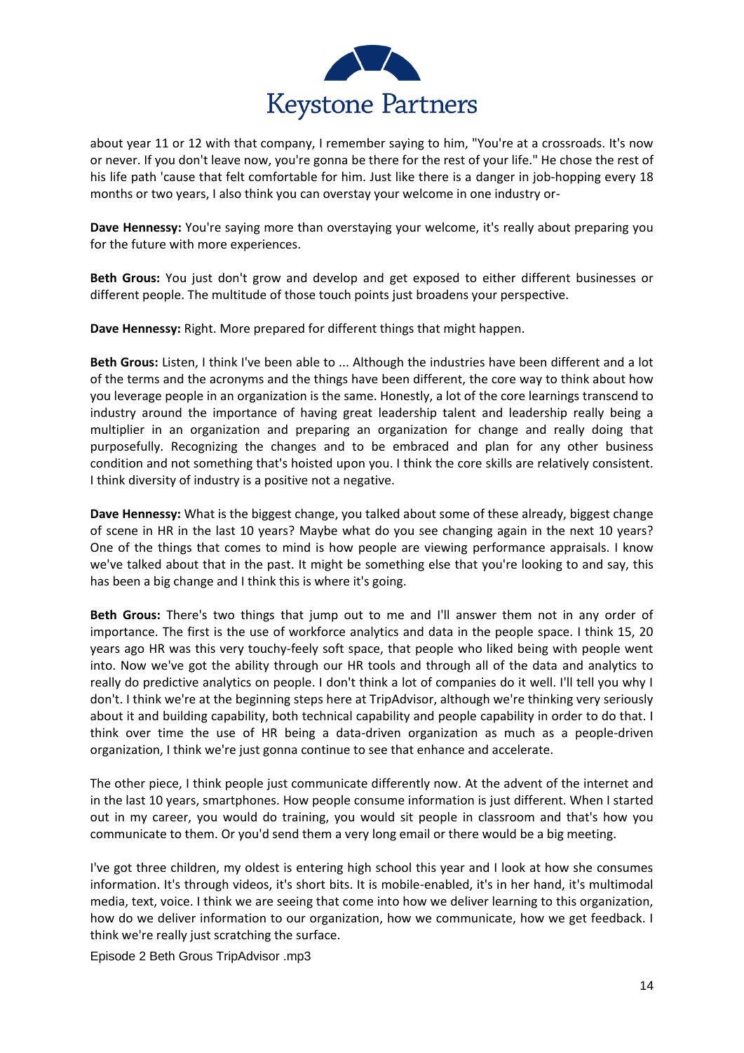about year 11 or 12 with that company, I remember saying to him, "You're at a crossroads. It's now or never. If you don't leave now, you're gonna be there for the rest of your life." He chose the rest of his life path 'cause that felt comfortable for him. Just like there is a danger in job-hopping every 18 months or two years, I also think you can overstay your welcome in one industry or-

**Dave Hennessy:** You're saying more than overstaying your welcome, it's really about preparing you for the future with more experiences.

**Beth Grous:** You just don't grow and develop and get exposed to either different businesses or different people. The multitude of those touch points just broadens your perspective.

**Dave Hennessy:** Right. More prepared for different things that might happen.

**Beth Grous:** Listen, I think I've been able to ... Although the industries have been different and a lot of the terms and the acronyms and the things have been different, the core way to think about how you leverage people in an organization is the same. Honestly, a lot of the core learnings transcend to industry around the importance of having great leadership talent and leadership really being a multiplier in an organization and preparing an organization for change and really doing that purposefully. Recognizing the changes and to be embraced and plan for any other business condition and not something that's hoisted upon you. I think the core skills are relatively consistent. I think diversity of industry is a positive not a negative.

**Dave Hennessy:** What is the biggest change, you talked about some of these already, biggest change of scene in HR in the last 10 years? Maybe what do you see changing again in the next 10 years? One of the things that comes to mind is how people are viewing performance appraisals. I know we've talked about that in the past. It might be something else that you're looking to and say, this has been a big change and I think this is where it's going.

**Beth Grous:** There's two things that jump out to me and I'll answer them not in any order of importance. The first is the use of workforce analytics and data in the people space. I think 15, 20 years ago HR was this very touchy-feely soft space, that people who liked being with people went into. Now we've got the ability through our HR tools and through all of the data and analytics to really do predictive analytics on people. I don't think a lot of companies do it well. I'll tell you why I don't. I think we're at the beginning steps here at TripAdvisor, although we're thinking very seriously about it and building capability, both technical capability and people capability in order to do that. I think over time the use of HR being a data-driven organization as much as a people-driven organization, I think we're just gonna continue to see that enhance and accelerate.

The other piece, I think people just communicate differently now. At the advent of the internet and in the last 10 years, smartphones. How people consume information is just different. When I started out in my career, you would do training, you would sit people in classroom and that's how you communicate to them. Or you'd send them a very long email or there would be a big meeting.

I've got three children, my oldest is entering high school this year and I look at how she consumes information. It's through videos, it's short bits. It is mobile-enabled, it's in her hand, it's multimodal media, text, voice. I think we are seeing that come into how we deliver learning to this organization, how do we deliver information to our organization, how we communicate, how we get feedback. I think we're really just scratching the surface.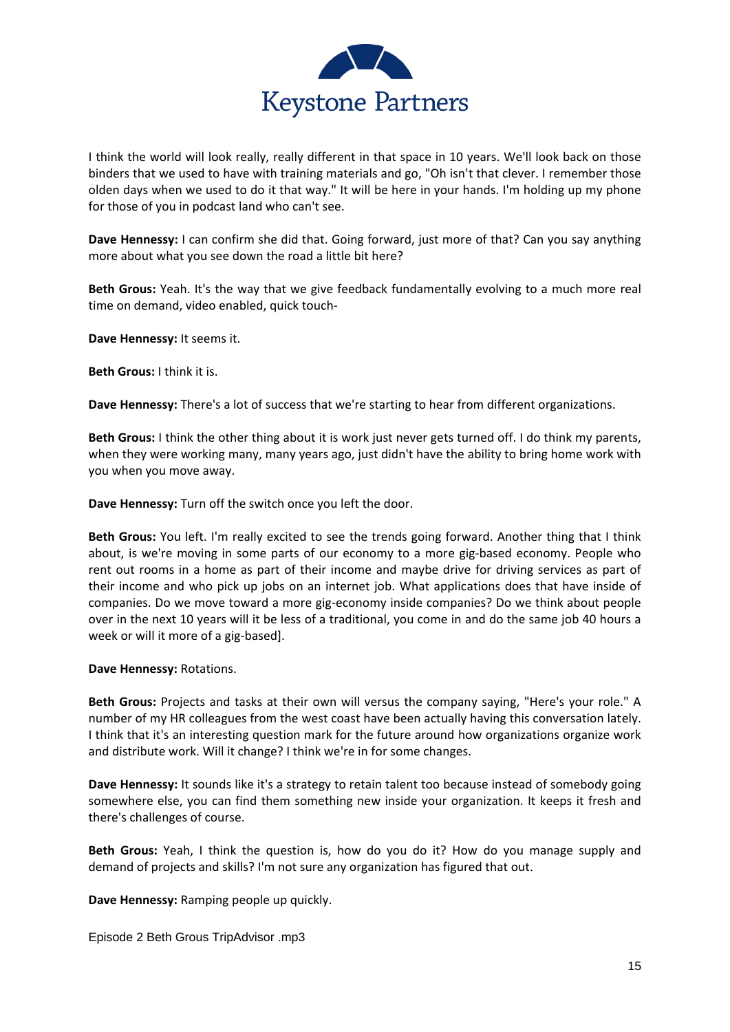I think the world will look really, really different in that space in 10 years. We'll look back on those binders that we used to have with training materials and go, "Oh isn't that clever. I remember those olden days when we used to do it that way." It will be here in your hands. I'm holding up my phone for those of you in podcast land who can't see.

**Dave Hennessy:** I can confirm she did that. Going forward, just more of that? Can you say anything more about what you see down the road a little bit here?

**Beth Grous:** Yeah. It's the way that we give feedback fundamentally evolving to a much more real time on demand, video enabled, quick touch-

**Dave Hennessy:** It seems it.

**Beth Grous:** I think it is.

**Dave Hennessy:** There's a lot of success that we're starting to hear from different organizations.

**Beth Grous:** I think the other thing about it is work just never gets turned off. I do think my parents, when they were working many, many years ago, just didn't have the ability to bring home work with you when you move away.

**Dave Hennessy:** Turn off the switch once you left the door.

**Beth Grous:** You left. I'm really excited to see the trends going forward. Another thing that I think about, is we're moving in some parts of our economy to a more gig-based economy. People who rent out rooms in a home as part of their income and maybe drive for driving services as part of their income and who pick up jobs on an internet job. What applications does that have inside of companies. Do we move toward a more gig-economy inside companies? Do we think about people over in the next 10 years will it be less of a traditional, you come in and do the same job 40 hours a week or will it more of a gig-based].

**Dave Hennessy:** Rotations.

**Beth Grous:** Projects and tasks at their own will versus the company saying, "Here's your role." A number of my HR colleagues from the west coast have been actually having this conversation lately. I think that it's an interesting question mark for the future around how organizations organize work and distribute work. Will it change? I think we're in for some changes.

**Dave Hennessy:** It sounds like it's a strategy to retain talent too because instead of somebody going somewhere else, you can find them something new inside your organization. It keeps it fresh and there's challenges of course.

**Beth Grous:** Yeah, I think the question is, how do you do it? How do you manage supply and demand of projects and skills? I'm not sure any organization has figured that out.

**Dave Hennessy:** Ramping people up quickly.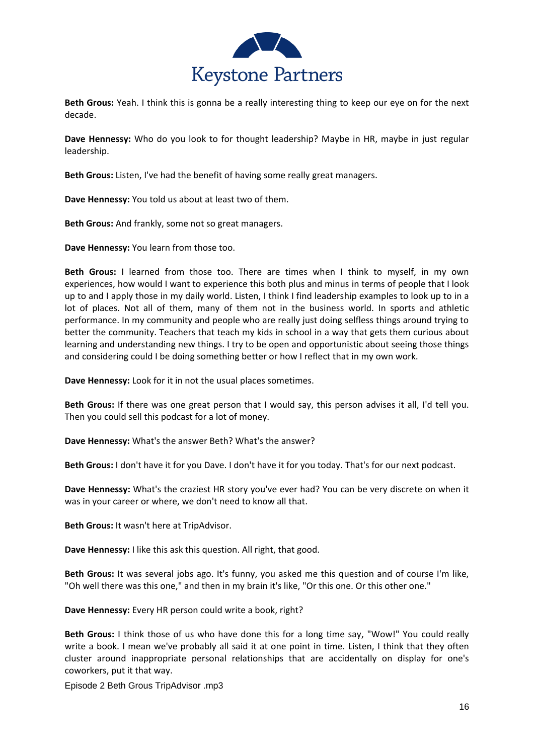**Beth Grous:** Yeah. I think this is gonna be a really interesting thing to keep our eye on for the next decade.

**Dave Hennessy:** Who do you look to for thought leadership? Maybe in HR, maybe in just regular leadership.

**Beth Grous:** Listen, I've had the benefit of having some really great managers.

**Dave Hennessy:** You told us about at least two of them.

**Beth Grous:** And frankly, some not so great managers.

**Dave Hennessy:** You learn from those too.

**Beth Grous:** I learned from those too. There are times when I think to myself, in my own experiences, how would I want to experience this both plus and minus in terms of people that I look up to and I apply those in my daily world. Listen, I think I find leadership examples to look up to in a lot of places. Not all of them, many of them not in the business world. In sports and athletic performance. In my community and people who are really just doing selfless things around trying to better the community. Teachers that teach my kids in school in a way that gets them curious about learning and understanding new things. I try to be open and opportunistic about seeing those things and considering could I be doing something better or how I reflect that in my own work.

**Dave Hennessy:** Look for it in not the usual places sometimes.

**Beth Grous:** If there was one great person that I would say, this person advises it all, I'd tell you. Then you could sell this podcast for a lot of money.

**Dave Hennessy:** What's the answer Beth? What's the answer?

**Beth Grous:** I don't have it for you Dave. I don't have it for you today. That's for our next podcast.

**Dave Hennessy:** What's the craziest HR story you've ever had? You can be very discrete on when it was in your career or where, we don't need to know all that.

**Beth Grous:** It wasn't here at TripAdvisor.

**Dave Hennessy:** I like this ask this question. All right, that good.

**Beth Grous:** It was several jobs ago. It's funny, you asked me this question and of course I'm like, "Oh well there was this one," and then in my brain it's like, "Or this one. Or this other one."

**Dave Hennessy:** Every HR person could write a book, right?

**Beth Grous:** I think those of us who have done this for a long time say, "Wow!" You could really write a book. I mean we've probably all said it at one point in time. Listen, I think that they often cluster around inappropriate personal relationships that are accidentally on display for one's coworkers, put it that way.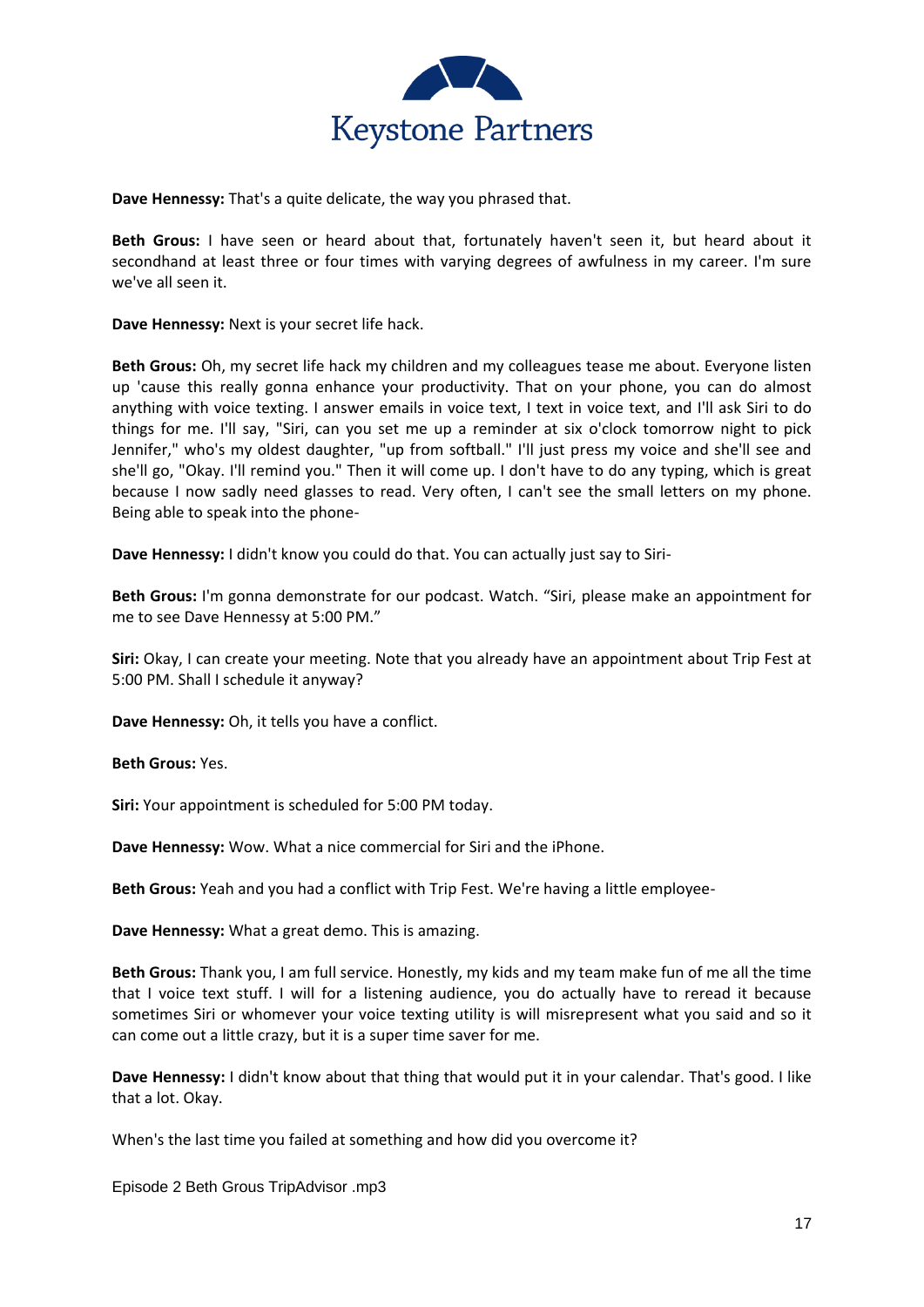**Dave Hennessy:** That's a quite delicate, the way you phrased that.

**Beth Grous:** I have seen or heard about that, fortunately haven't seen it, but heard about it secondhand at least three or four times with varying degrees of awfulness in my career. I'm sure we've all seen it.

**Dave Hennessy:** Next is your secret life hack.

**Beth Grous:** Oh, my secret life hack my children and my colleagues tease me about. Everyone listen up 'cause this really gonna enhance your productivity. That on your phone, you can do almost anything with voice texting. I answer emails in voice text, I text in voice text, and I'll ask Siri to do things for me. I'll say, "Siri, can you set me up a reminder at six o'clock tomorrow night to pick Jennifer," who's my oldest daughter, "up from softball." I'll just press my voice and she'll see and she'll go, "Okay. I'll remind you." Then it will come up. I don't have to do any typing, which is great because I now sadly need glasses to read. Very often, I can't see the small letters on my phone. Being able to speak into the phone-

**Dave Hennessy:** I didn't know you could do that. You can actually just say to Siri-

**Beth Grous:** I'm gonna demonstrate for our podcast. Watch. "Siri, please make an appointment for me to see Dave Hennessy at 5:00 PM."

**Siri:** Okay, I can create your meeting. Note that you already have an appointment about Trip Fest at 5:00 PM. Shall I schedule it anyway?

**Dave Hennessy:** Oh, it tells you have a conflict.

**Beth Grous:** Yes.

**Siri:** Your appointment is scheduled for 5:00 PM today.

**Dave Hennessy:** Wow. What a nice commercial for Siri and the iPhone.

**Beth Grous:** Yeah and you had a conflict with Trip Fest. We're having a little employee-

**Dave Hennessy:** What a great demo. This is amazing.

**Beth Grous:** Thank you, I am full service. Honestly, my kids and my team make fun of me all the time that I voice text stuff. I will for a listening audience, you do actually have to reread it because sometimes Siri or whomever your voice texting utility is will misrepresent what you said and so it can come out a little crazy, but it is a super time saver for me.

**Dave Hennessy:** I didn't know about that thing that would put it in your calendar. That's good. I like that a lot. Okay.

When's the last time you failed at something and how did you overcome it?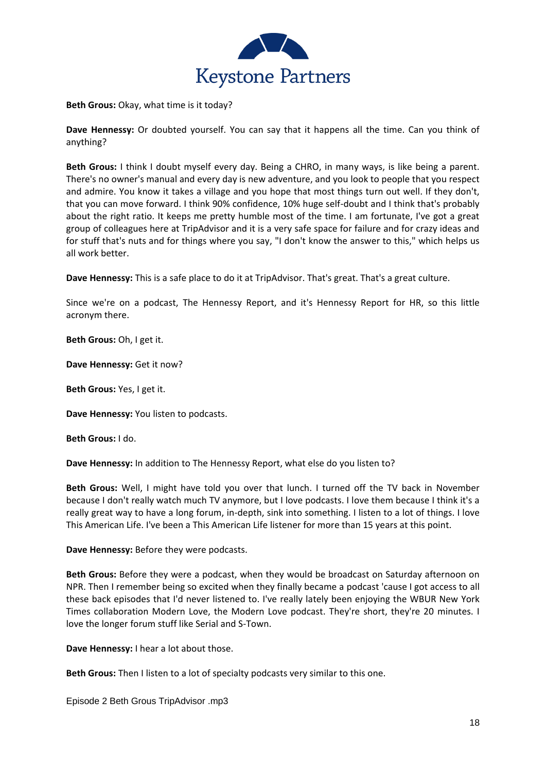**Beth Grous:** Okay, what time is it today?

**Dave Hennessy:** Or doubted yourself. You can say that it happens all the time. Can you think of anything?

**Beth Grous:** I think I doubt myself every day. Being a CHRO, in many ways, is like being a parent. There's no owner's manual and every day is new adventure, and you look to people that you respect and admire. You know it takes a village and you hope that most things turn out well. If they don't, that you can move forward. I think 90% confidence, 10% huge self-doubt and I think that's probably about the right ratio. It keeps me pretty humble most of the time. I am fortunate, I've got a great group of colleagues here at TripAdvisor and it is a very safe space for failure and for crazy ideas and for stuff that's nuts and for things where you say, "I don't know the answer to this," which helps us all work better.

**Dave Hennessy:** This is a safe place to do it at TripAdvisor. That's great. That's a great culture.

Since we're on a podcast, The Hennessy Report, and it's Hennessy Report for HR, so this little acronym there.

**Beth Grous:** Oh, I get it.

**Dave Hennessy:** Get it now?

**Beth Grous:** Yes, I get it.

**Dave Hennessy:** You listen to podcasts.

**Beth Grous:** I do.

**Dave Hennessy:** In addition to The Hennessy Report, what else do you listen to?

**Beth Grous:** Well, I might have told you over that lunch. I turned off the TV back in November because I don't really watch much TV anymore, but I love podcasts. I love them because I think it's a really great way to have a long forum, in-depth, sink into something. I listen to a lot of things. I love This American Life. I've been a This American Life listener for more than 15 years at this point.

**Dave Hennessy:** Before they were podcasts.

**Beth Grous:** Before they were a podcast, when they would be broadcast on Saturday afternoon on NPR. Then I remember being so excited when they finally became a podcast 'cause I got access to all these back episodes that I'd never listened to. I've really lately been enjoying the WBUR New York Times collaboration Modern Love, the Modern Love podcast. They're short, they're 20 minutes. I love the longer forum stuff like Serial and S-Town.

**Dave Hennessy:** I hear a lot about those.

**Beth Grous:** Then I listen to a lot of specialty podcasts very similar to this one.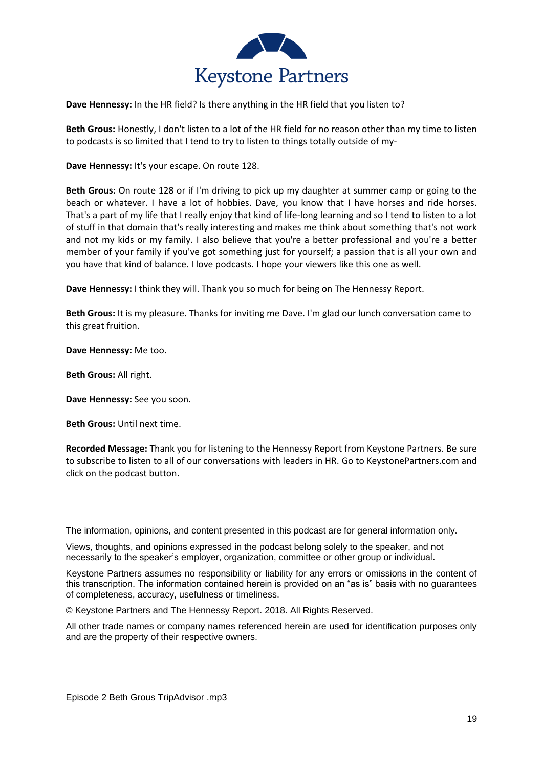**Dave Hennessy:** In the HR field? Is there anything in the HR field that you listen to?

**Beth Grous:** Honestly, I don't listen to a lot of the HR field for no reason other than my time to listen to podcasts is so limited that I tend to try to listen to things totally outside of my-

**Dave Hennessy:** It's your escape. On route 128.

**Beth Grous:** On route 128 or if I'm driving to pick up my daughter at summer camp or going to the beach or whatever. I have a lot of hobbies. Dave, you know that I have horses and ride horses. That's a part of my life that I really enjoy that kind of life-long learning and so I tend to listen to a lot of stuff in that domain that's really interesting and makes me think about something that's not work and not my kids or my family. I also believe that you're a better professional and you're a better member of your family if you've got something just for yourself; a passion that is all your own and you have that kind of balance. I love podcasts. I hope your viewers like this one as well.

**Dave Hennessy:** I think they will. Thank you so much for being on The Hennessy Report.

**Beth Grous:** It is my pleasure. Thanks for inviting me Dave. I'm glad our lunch conversation came to this great fruition.

**Dave Hennessy:** Me too.

**Beth Grous:** All right.

**Dave Hennessy:** See you soon.

**Beth Grous:** Until next time.

**Recorded Message:** Thank you for listening to the Hennessy Report from Keystone Partners. Be sure to subscribe to listen to all of our conversations with leaders in HR. Go to KeystonePartners.com and click on the podcast button.

The information, opinions, and content presented in this podcast are for general information only.

Views, thoughts, and opinions expressed in the podcast belong solely to the speaker, and not necessarily to the speaker's employer, organization, committee or other group or individual**.**

Keystone Partners assumes no responsibility or liability for any errors or omissions in the content of this transcription. The information contained herein is provided on an "as is" basis with no guarantees of completeness, accuracy, usefulness or timeliness.

© Keystone Partners and The Hennessy Report. 2018. All Rights Reserved.

All other trade names or company names referenced herein are used for identification purposes only and are the property of their respective owners.